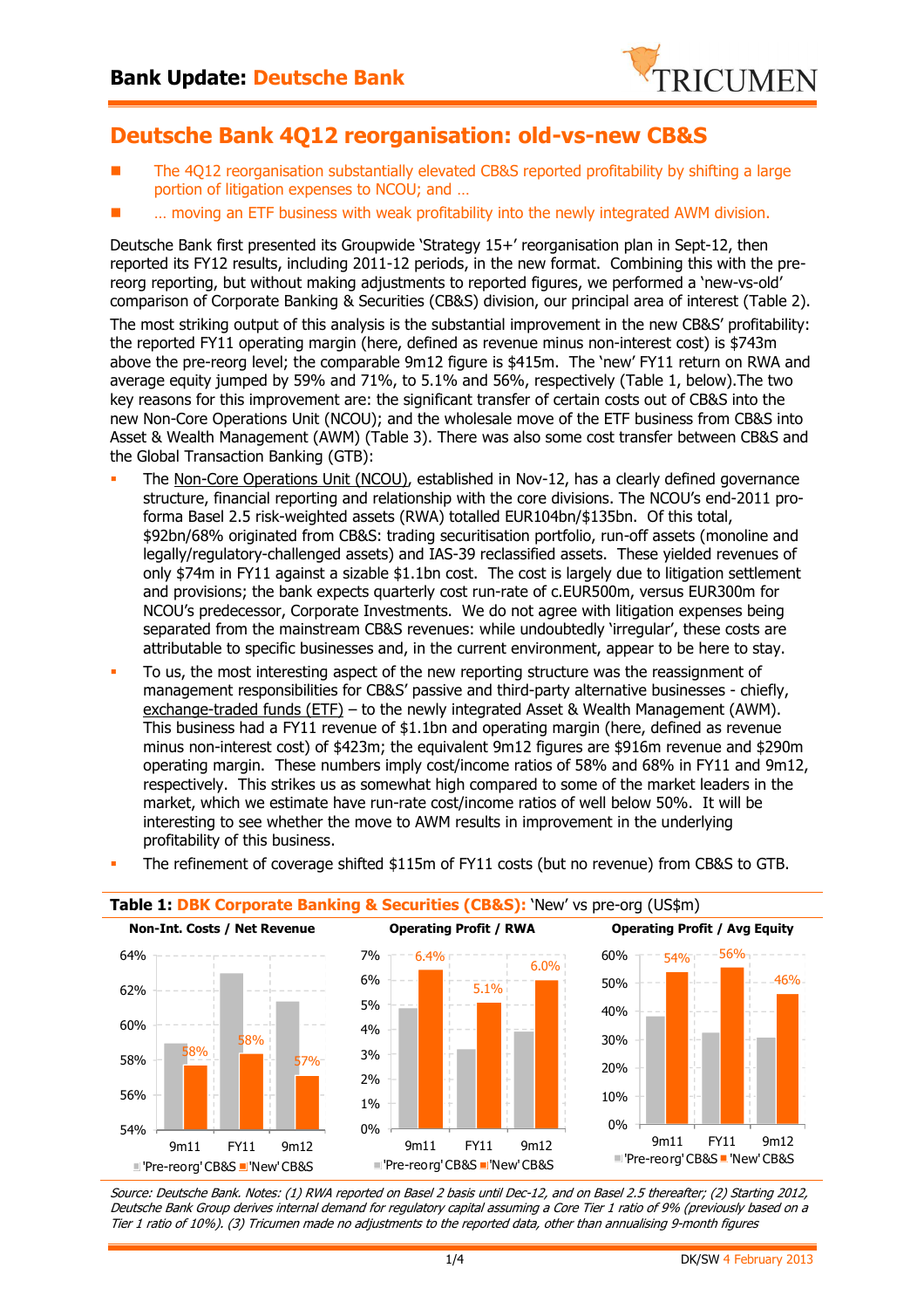# Bank Update: Deutsche Bank

## Deutsche Bank 4Q12 reorganisation: old-vs-new CB&S

- The 4Q12 reorganisation substantially elevated CB&S reported profitability by shifting a large portion of litigation expenses to NCOU; and …
- … moving an ETF business with weak profitability into the newly integrated AWM division.

Deutsche Bank first presented its Groupwide 'Strategy 15+' reorganisation plan in Sept-12, then reported its FY12 results, including 2011-12 periods, in the new format. Combining this with the pre-reorg reporting, but without making adjustments to reported figures, we performed a 'new-vs-old' comparison of Corporate Banking & Securities (CB&S) division, our principal area of interest (Table 2).

The most striking output of this analysis is the substantial improvement in the new CB&S' profitability: the reported FY11 operating margin (here, defined as revenue minus non-interest cost) is $743m above the pre-reorg level; the comparable 9m12 figure is $415m. The 'new' FY11 return on RWA and average equity jumped by 59% and 71%, to 5.1% and 56%, respectively (Table 1, below).The two key reasons for this improvement are: the significant transfer of certain costs out of CB&S into the new Non-Core Operations Unit (NCOU); and the wholesale move of the ETF business from CB&S into Asset & Wealth Management (AWM) (Table 3). There was also some cost transfer between CB&S and the Global Transaction Banking (GTB):

- The Non-Core Operations Unit (NCOU), established in Nov-12, has a clearly defined governance structure, financial reporting and relationship with the core divisions. The NCOU's end-2011 pro-forma Basel 2.5 risk-weighted assets (RWA) totalled EUR104bn/$135bn. Of this total, $92bn/68% originated from CB&S: trading securitisation portfolio, run-off assets (monoline and legally/regulatory-challenged assets) and IAS-39 reclassified assets. These yielded revenues of only $74m in FY11 against a sizable $1.1bn cost. The cost is largely due to litigation settlement and provisions; the bank expects quarterly cost run-rate of c.EUR500m, versus EUR300m for NCOU's predecessor, Corporate Investments. We do not agree with litigation expenses being separated from the mainstream CB&S revenues: while undoubtedly 'irregular', these costs are attributable to specific businesses and, in the current environment, appear to be here to stay.
- To us, the most interesting aspect of the new reporting structure was the reassignment of management responsibilities for CB&S' passive and third-party alternative businesses - chiefly, exchange-traded funds (ETF) – to the newly integrated Asset & Wealth Management (AWM). This business had a FY11 revenue of $1.1bn and operating margin (here, defined as revenue minus non-interest cost) of $423m; the equivalent 9m12 figures are $916m revenue and $290m operating margin. These numbers imply cost/income ratios of 58% and 68% in FY11 and 9m12, respectively. This strikes us as somewhat high compared to some of the market leaders in the market, which we estimate have run-rate cost/income ratios of well below 50%. It will be interesting to see whether the move to AWM results in improvement in the underlying profitability of this business.
- The refinement of coverage shifted $115m of FY11 costs (but no revenue) from CB&S to GTB.

**Table 1: DBK Corporate Banking & Securities (CB&S):** 'New' vs pre-org (US$m)

| | Non-Int. Costs / Net Revenue | | Operating Profit / RWA | | Operating Profit / Avg Equity | |
|---|---|---|---|---|---|---|
| | 'Pre-reorg' CB&S | 'New' CB&S | 'Pre-reorg' CB&S | 'New' CB&S | 'Pre-reorg' CB&S | 'New' CB&S |
| 9m11 | | 58% | | 6.4% | | 54% |
| FY11 | | 58% | | 5.1% | | 56% |
| 9m12 | | 57% | | 6.0% | | 46% |

*Source: Deutsche Bank. Notes: (1) RWA reported on Basel 2 basis until Dec-12, and on Basel 2.5 thereafter; (2) Starting 2012, Deutsche Bank Group derives internal demand for regulatory capital assuming a Core Tier 1 ratio of 9% (previously based on a Tier 1 ratio of 10%). (3) Tricumen made no adjustments to the reported data, other than annualising 9-month figures*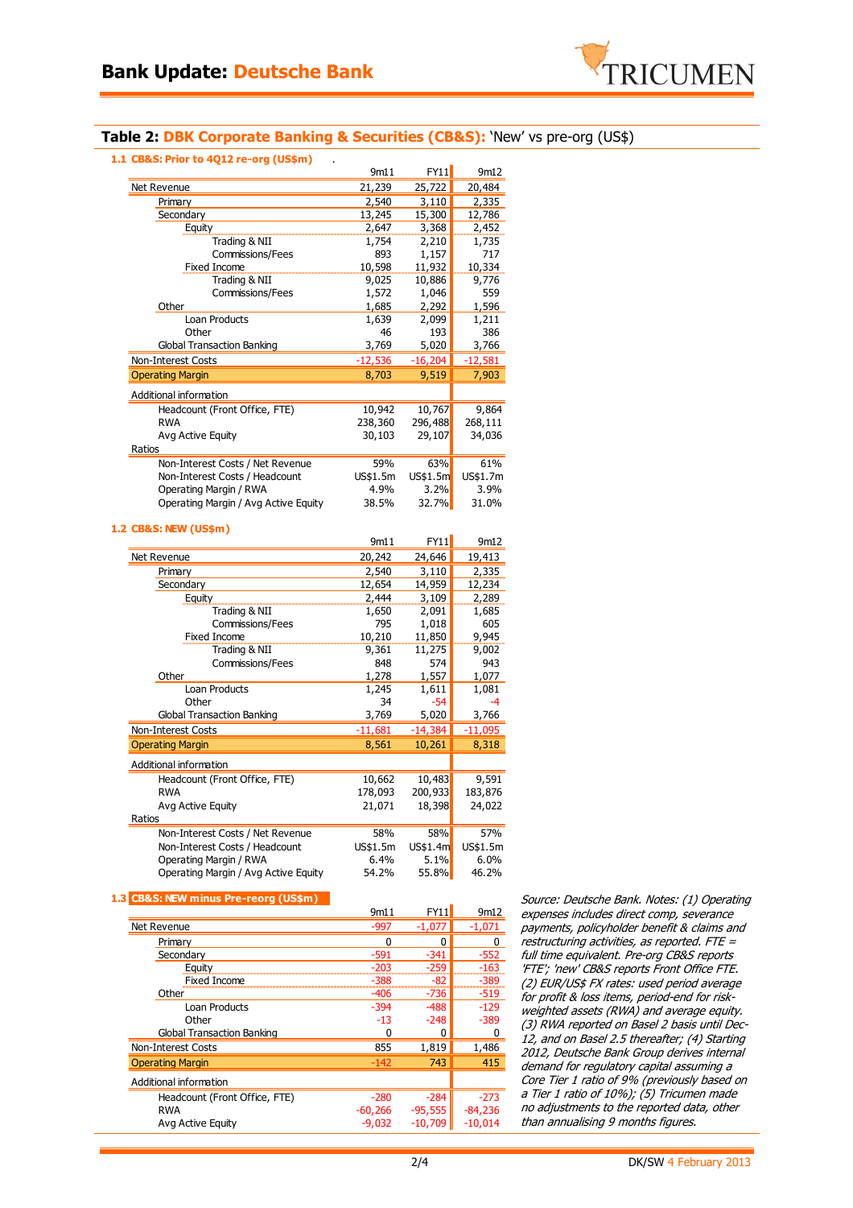## Table 2: DBK Corporate Banking & Securities (CB&S): 'New' vs pre-org (US$)

### 1.1 CB&S: Prior to 4Q12 re-org (US$m)

| | 9m11 | FY11 | 9m12 |
|---|---|---|---|
| Net Revenue | 21,239 | 25,722 | 20,484 |
| Primary | 2,540 | 3,110 | 2,335 |
| Secondary | 13,245 | 15,300 | 12,786 |
| Equity | 2,647 | 3,368 | 2,452 |
| Trading & NII | 1,754 | 2,210 | 1,735 |
| Commissions/Fees | 893 | 1,157 | 717 |
| Fixed Income | 10,598 | 11,932 | 10,334 |
| Trading & NII | 9,025 | 10,886 | 9,776 |
| Commissions/Fees | 1,572 | 1,046 | 559 |
| Other | 1,685 | 2,292 | 1,596 |
| Loan Products | 1,639 | 2,099 | 1,211 |
| Other | 46 | 193 | 386 |
| Global Transaction Banking | 3,769 | 5,020 | 3,766 |
| Non-Interest Costs | -12,536 | -16,204 | -12,581 |
| Operating Margin | 8,703 | 9,519 | 7,903 |
| Additional information | | | |
| Headcount (Front Office, FTE) | 10,942 | 10,767 | 9,864 |
| RWA | 238,360 | 296,488 | 268,111 |
| Avg Active Equity | 30,103 | 29,107 | 34,036 |
| Ratios | | | |
| Non-Interest Costs / Net Revenue | 59% | 63% | 61% |
| Non-Interest Costs / Headcount | US$1.5m | US$1.5m | US$1.7m |
| Operating Margin / RWA | 4.9% | 3.2% | 3.9% |
| Operating Margin / Avg Active Equity | 38.5% | 32.7% | 31.0% |

### 1.2 CB&S: NEW (US$m)

| | 9m11 | FY11 | 9m12 |
|---|---|---|---|
| Net Revenue | 20,242 | 24,646 | 19,413 |
| Primary | 2,540 | 3,110 | 2,335 |
| Secondary | 12,654 | 14,959 | 12,234 |
| Equity | 2,444 | 3,109 | 2,289 |
| Trading & NII | 1,650 | 2,091 | 1,685 |
| Commissions/Fees | 795 | 1,018 | 605 |
| Fixed Income | 10,210 | 11,850 | 9,945 |
| Trading & NII | 9,361 | 11,275 | 9,002 |
| Commissions/Fees | 848 | 574 | 943 |
| Other | 1,278 | 1,557 | 1,077 |
| Loan Products | 1,245 | 1,611 | 1,081 |
| Other | 34 | -54 | -4 |
| Global Transaction Banking | 3,769 | 5,020 | 3,766 |
| Non-Interest Costs | -11,681 | -14,384 | -11,095 |
| Operating Margin | 8,561 | 10,261 | 8,318 |
| Additional information | | | |
| Headcount (Front Office, FTE) | 10,662 | 10,483 | 9,591 |
| RWA | 178,093 | 200,933 | 183,876 |
| Avg Active Equity | 21,071 | 18,398 | 24,022 |
| Ratios | | | |
| Non-Interest Costs / Net Revenue | 58% | 58% | 57% |
| Non-Interest Costs / Headcount | US$1.5m | US$1.4m | US$1.5m |
| Operating Margin / RWA | 6.4% | 5.1% | 6.0% |
| Operating Margin / Avg Active Equity | 54.2% | 55.8% | 46.2% |

### 1.3 CB&S: NEW minus Pre-reorg (US$m)

| | 9m11 | FY11 | 9m12 |
|---|---|---|---|
| Net Revenue | -997 | -1,077 | -1,071 |
| Primary | 0 | 0 | 0 |
| Secondary | -591 | -341 | -552 |
| Equity | -203 | -259 | -163 |
| Fixed Income | -388 | -82 | -389 |
| Other | -406 | -736 | -519 |
| Loan Products | -394 | -488 | -129 |
| Other | -13 | -248 | -389 |
| Global Transaction Banking | 0 | 0 | 0 |
| Non-Interest Costs | 855 | 1,819 | 1,486 |
| Operating Margin | -142 | 743 | 415 |
| Additional information | | | |
| Headcount (Front Office, FTE) | -280 | -284 | -273 |
| RWA | -60,266 | -95,555 | -84,236 |
| Avg Active Equity | -9,032 | -10,709 | -10,014 |

*Source: Deutsche Bank. Notes: (1) Operating expenses includes direct comp, severance payments, policyholder benefit & claims and restructuring activities, as reported. FTE = full time equivalent. Pre-org CB&S reports 'FTE'; 'new' CB&S reports Front Office FTE. (2) EUR/US$ FX rates: used period average for profit & loss items, period-end for risk-weighted assets (RWA) and average equity. (3) RWA reported on Basel 2 basis until Dec-12, and on Basel 2.5 thereafter; (4) Starting 2012, Deutsche Bank Group derives internal demand for regulatory capital assuming a Core Tier 1 ratio of 9% (previously based on a Tier 1 ratio of 10%); (5) Tricumen made no adjustments to the reported data, other than annualising 9 months figures.*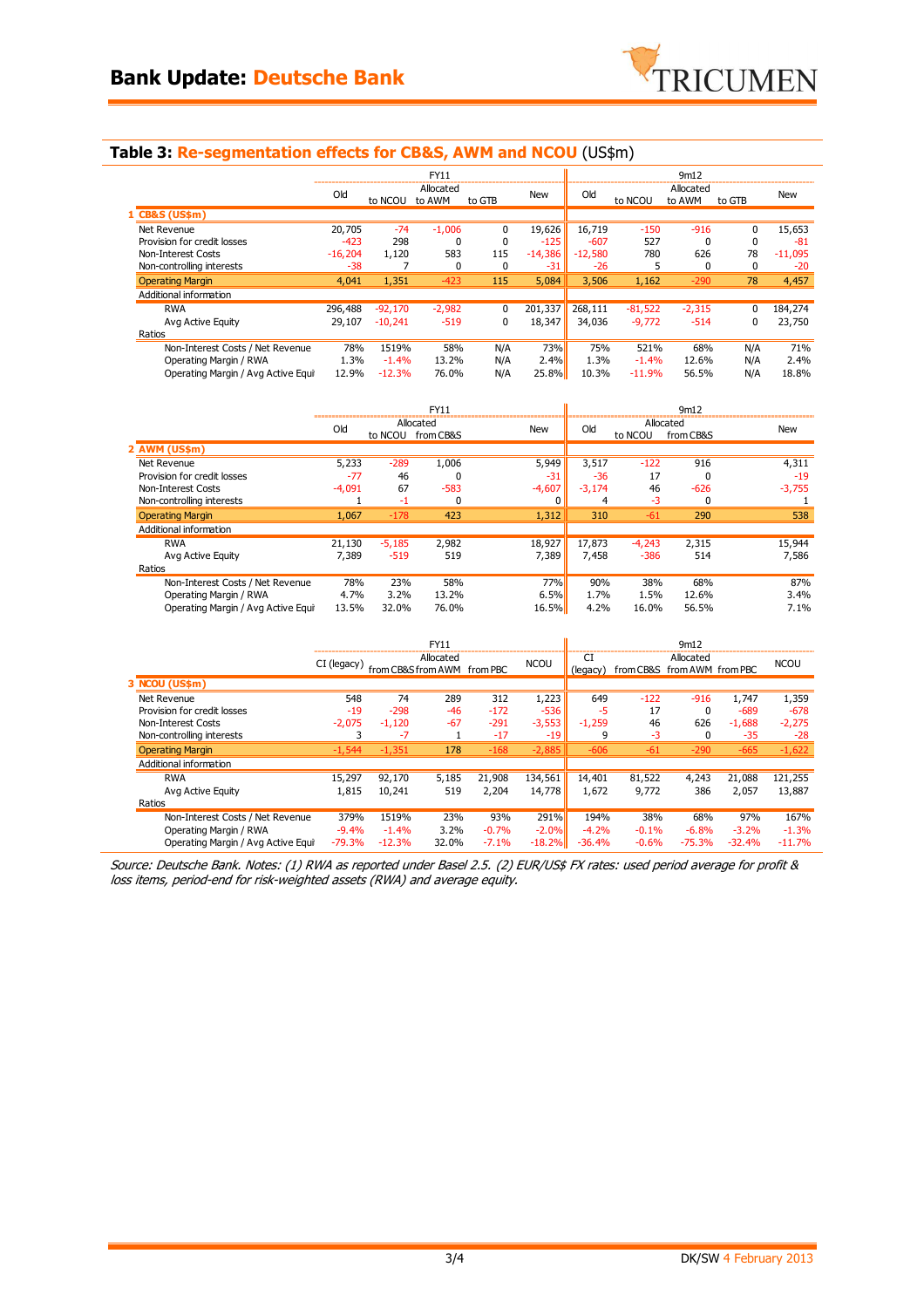## Table 3: Re-segmentation effects for CB&S, AWM and NCOU (US$m)

| | FY11 | | | | | 9m12 | | | | |
|---|---|---|---|---|---|---|---|---|---|---|
| | Old | Allocated to NCOU | Allocated to AWM | Allocated to GTB | New | Old | Allocated to NCOU | Allocated to AWM | Allocated to GTB | New |
| **1 CB&S (US$m)** | | | | | | | | | | |
| Net Revenue | 20,705 | -74 | -1,006 | 0 | 19,626 | 16,719 | -150 | -916 | 0 | 15,653 |
| Provision for credit losses | -423 | 298 | 0 | 0 | -125 | -607 | 527 | 0 | 0 | -81 |
| Non-Interest Costs | -16,204 | 1,120 | 583 | 115 | -14,386 | -12,580 | 780 | 626 | 78 | -11,095 |
| Non-controlling interests | -38 | 7 | 0 | 0 | -31 | -26 | 5 | 0 | 0 | -20 |
| **Operating Margin** | 4,041 | 1,351 | -423 | 115 | 5,084 | 3,506 | 1,162 | -290 | 78 | 4,457 |
| Additional information | | | | | | | | | | |
| RWA | 296,488 | -92,170 | -2,982 | 0 | 201,337 | 268,111 | -81,522 | -2,315 | 0 | 184,274 |
| Avg Active Equity | 29,107 | -10,241 | -519 | 0 | 18,347 | 34,036 | -9,772 | -514 | 0 | 23,750 |
| Ratios | | | | | | | | | | |
| Non-Interest Costs / Net Revenue | 78% | 1519% | 58% | N/A | 73% | 75% | 521% | 68% | N/A | 71% |
| Operating Margin / RWA | 1.3% | -1.4% | 13.2% | N/A | 2.4% | 1.3% | -1.4% | 12.6% | N/A | 2.4% |
| Operating Margin / Avg Active Equi | 12.9% | -12.3% | 76.0% | N/A | 25.8% | 10.3% | -11.9% | 56.5% | N/A | 18.8% |

| | FY11 | | | | 9m12 | | | |
|---|---|---|---|---|---|---|---|---|
| | Old | Allocated to NCOU | Allocated from CB&S | New | Old | Allocated to NCOU | Allocated from CB&S | New |
| **2 AWM (US$m)** | | | | | | | | |
| Net Revenue | 5,233 | -289 | 1,006 | 5,949 | 3,517 | -122 | 916 | 4,311 |
| Provision for credit losses | -77 | 46 | 0 | -31 | -36 | 17 | 0 | -19 |
| Non-Interest Costs | -4,091 | 67 | -583 | -4,607 | -3,174 | 46 | -626 | -3,755 |
| Non-controlling interests | 1 | -1 | 0 | 0 | 4 | -3 | 0 | 1 |
| **Operating Margin** | 1,067 | -178 | 423 | 1,312 | 310 | -61 | 290 | 538 |
| Additional information | | | | | | | | |
| RWA | 21,130 | -5,185 | 2,982 | 18,927 | 17,873 | -4,243 | 2,315 | 15,944 |
| Avg Active Equity | 7,389 | -519 | 519 | 7,389 | 7,458 | -386 | 514 | 7,586 |
| Ratios | | | | | | | | |
| Non-Interest Costs / Net Revenue | 78% | 23% | 58% | 77% | 90% | 38% | 68% | 87% |
| Operating Margin / RWA | 4.7% | 3.2% | 13.2% | 6.5% | 1.7% | 1.5% | 12.6% | 3.4% |
| Operating Margin / Avg Active Equi | 13.5% | 32.0% | 76.0% | 16.5% | 4.2% | 16.0% | 56.5% | 7.1% |

| | FY11 | | | | | 9m12 | | | | |
|---|---|---|---|---|---|---|---|---|---|---|
| | CI (legacy) | Allocated from CB&S | Allocated from AWM | Allocated from PBC | NCOU | CI (legacy) | Allocated from CB&S | Allocated from AWM | Allocated from PBC | NCOU |
| **3 NCOU (US$m)** | | | | | | | | | | |
| Net Revenue | 548 | 74 | 289 | 312 | 1,223 | 649 | -122 | -916 | 1,747 | 1,359 |
| Provision for credit losses | -19 | -298 | -46 | -172 | -536 | -5 | 17 | 0 | -689 | -678 |
| Non-Interest Costs | -2,075 | -1,120 | -67 | -291 | -3,553 | -1,259 | 46 | 626 | -1,688 | -2,275 |
| Non-controlling interests | 3 | -7 | 1 | -17 | -19 | 9 | -3 | 0 | -35 | -28 |
| **Operating Margin** | -1,544 | -1,351 | 178 | -168 | -2,885 | -606 | -61 | -290 | -665 | -1,622 |
| Additional information | | | | | | | | | | |
| RWA | 15,297 | 92,170 | 5,185 | 21,908 | 134,561 | 14,401 | 81,522 | 4,243 | 21,088 | 121,255 |
| Avg Active Equity | 1,815 | 10,241 | 519 | 2,204 | 14,778 | 1,672 | 9,772 | 386 | 2,057 | 13,887 |
| Ratios | | | | | | | | | | |
| Non-Interest Costs / Net Revenue | 379% | 1519% | 23% | 93% | 291% | 194% | 38% | 68% | 97% | 167% |
| Operating Margin / RWA | -9.4% | -1.4% | 3.2% | -0.7% | -2.0% | -4.2% | -0.1% | -6.8% | -3.2% | -1.3% |
| Operating Margin / Avg Active Equi | -79.3% | -12.3% | 32.0% | -7.1% | -18.2% | -36.4% | -0.6% | -75.3% | -32.4% | -11.7% |

*Source: Deutsche Bank. Notes: (1) RWA as reported under Basel 2.5. (2) EUR/US$ FX rates: used period average for profit & loss items, period-end for risk-weighted assets (RWA) and average equity.*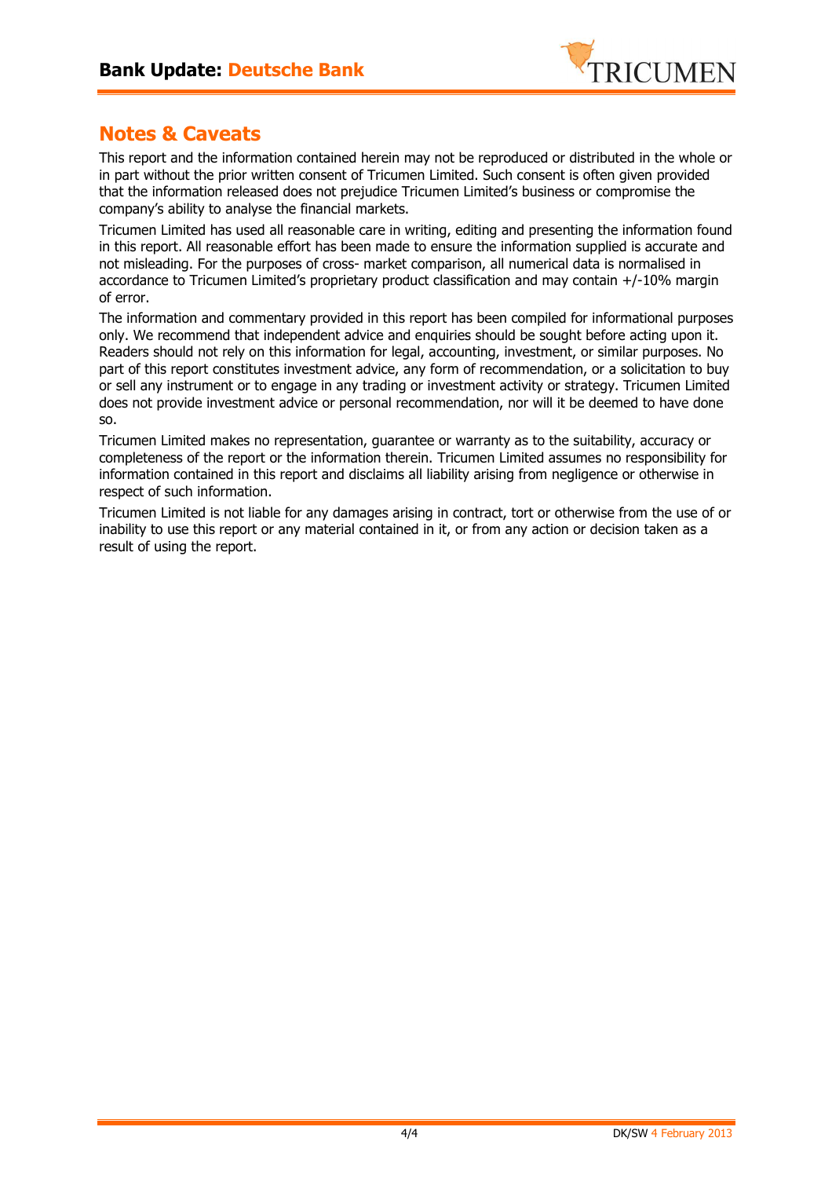## Notes & Caveats

This report and the information contained herein may not be reproduced or distributed in the whole or in part without the prior written consent of Tricumen Limited. Such consent is often given provided that the information released does not prejudice Tricumen Limited's business or compromise the company's ability to analyse the financial markets.

Tricumen Limited has used all reasonable care in writing, editing and presenting the information found in this report. All reasonable effort has been made to ensure the information supplied is accurate and not misleading. For the purposes of cross- market comparison, all numerical data is normalised in accordance to Tricumen Limited's proprietary product classification and may contain +/-10% margin of error.

The information and commentary provided in this report has been compiled for informational purposes only. We recommend that independent advice and enquiries should be sought before acting upon it. Readers should not rely on this information for legal, accounting, investment, or similar purposes. No part of this report constitutes investment advice, any form of recommendation, or a solicitation to buy or sell any instrument or to engage in any trading or investment activity or strategy. Tricumen Limited does not provide investment advice or personal recommendation, nor will it be deemed to have done so.

Tricumen Limited makes no representation, guarantee or warranty as to the suitability, accuracy or completeness of the report or the information therein. Tricumen Limited assumes no responsibility for information contained in this report and disclaims all liability arising from negligence or otherwise in respect of such information.

Tricumen Limited is not liable for any damages arising in contract, tort or otherwise from the use of or inability to use this report or any material contained in it, or from any action or decision taken as a result of using the report.